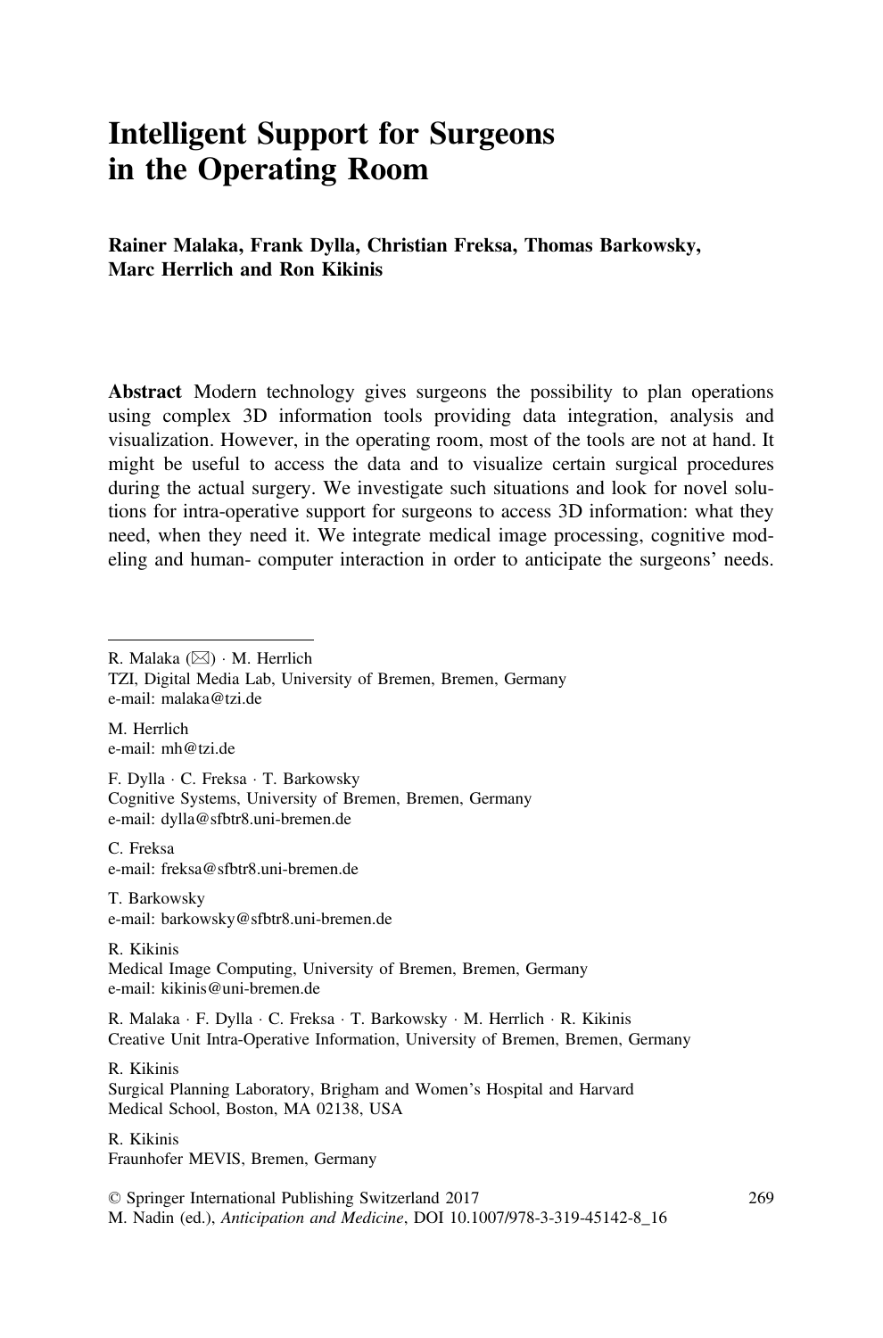# Intelligent Support for Surgeons in the Operating Room

**Rainer Malaka, Frank Dylla, Christian Freksa, Thomas Barkowsky, Marc Herrlich and Ron Kikinis**

**Abstract** Modern technology gives surgeons the possibility to plan operations using complex 3D information tools providing data integration, analysis and visualization. However, in the operating room, most of the tools are not at hand. It might be useful to access the data and to visualize certain surgical procedures during the actual surgery. We investigate such situations and look for novel solutions for intra-operative support for surgeons to access 3D information: what they need, when they need it. We integrate medical image processing, cognitive modeling and human- computer interaction in order to anticipate the surgeons' needs.

---

R. Malaka (✉) · M. Herrlich
TZI, Digital Media Lab, University of Bremen, Bremen, Germany
e-mail: malaka@tzi.de

M. Herrlich
e-mail: mh@tzi.de

F. Dylla · C. Freksa · T. Barkowsky
Cognitive Systems, University of Bremen, Bremen, Germany
e-mail: dylla@sfbtr8.uni-bremen.de

C. Freksa
e-mail: freksa@sfbtr8.uni-bremen.de

T. Barkowsky
e-mail: barkowsky@sfbtr8.uni-bremen.de

R. Kikinis
Medical Image Computing, University of Bremen, Bremen, Germany
e-mail: kikinis@uni-bremen.de

R. Malaka · F. Dylla · C. Freksa · T. Barkowsky · M. Herrlich · R. Kikinis
Creative Unit Intra-Operative Information, University of Bremen, Bremen, Germany

R. Kikinis
Surgical Planning Laboratory, Brigham and Women's Hospital and Harvard Medical School, Boston, MA 02138, USA

R. Kikinis
Fraunhofer MEVIS, Bremen, Germany

© Springer International Publishing Switzerland 2017
M. Nadin (ed.), *Anticipation and Medicine*, DOI 10.1007/978-3-319-45142-8_16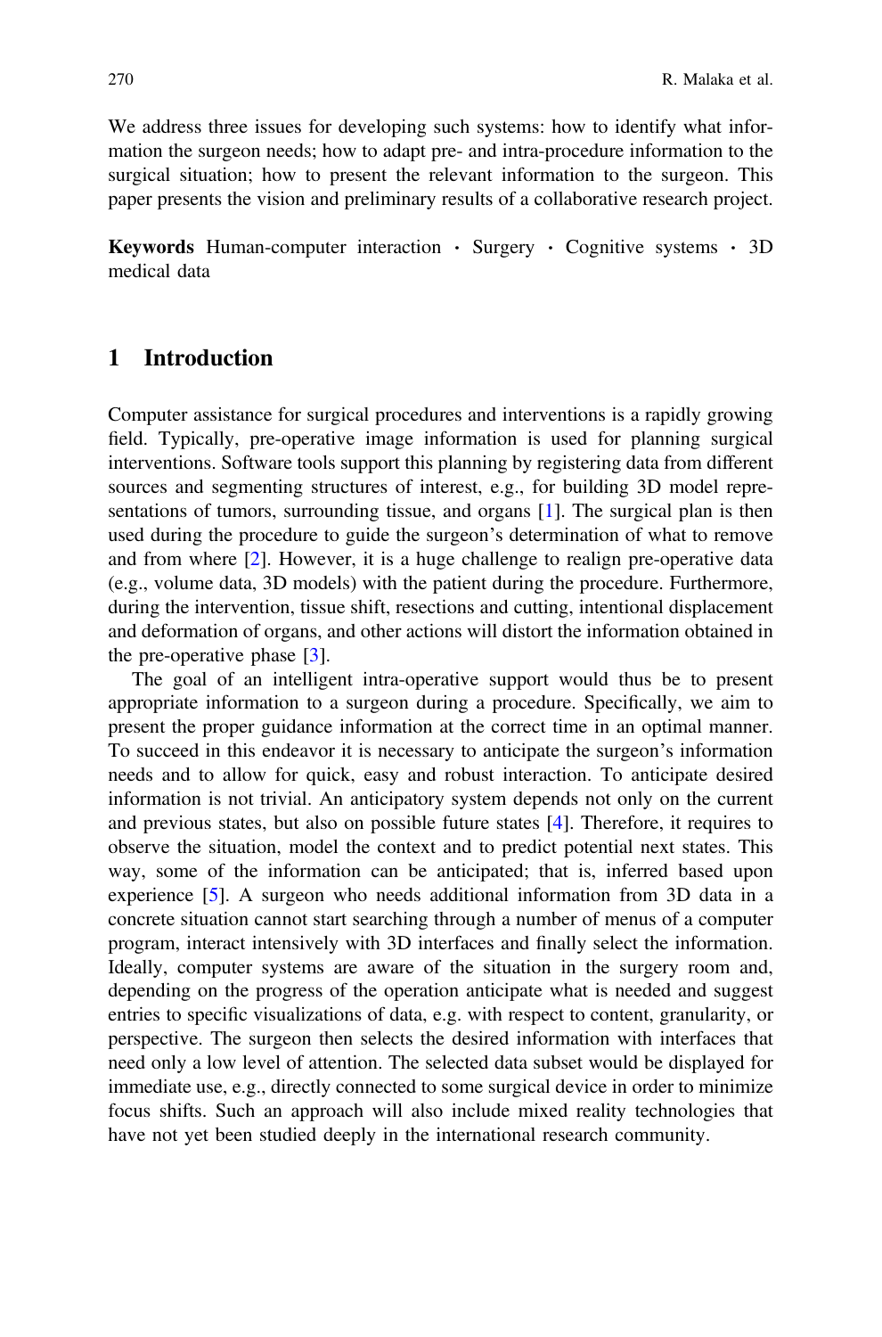We address three issues for developing such systems: how to identify what information the surgeon needs; how to adapt pre- and intra-procedure information to the surgical situation; how to present the relevant information to the surgeon. This paper presents the vision and preliminary results of a collaborative research project.

**Keywords** Human-computer interaction · Surgery · Cognitive systems · 3D medical data

## 1 Introduction

Computer assistance for surgical procedures and interventions is a rapidly growing field. Typically, pre-operative image information is used for planning surgical interventions. Software tools support this planning by registering data from different sources and segmenting structures of interest, e.g., for building 3D model representations of tumors, surrounding tissue, and organs [1]. The surgical plan is then used during the procedure to guide the surgeon's determination of what to remove and from where [2]. However, it is a huge challenge to realign pre-operative data (e.g., volume data, 3D models) with the patient during the procedure. Furthermore, during the intervention, tissue shift, resections and cutting, intentional displacement and deformation of organs, and other actions will distort the information obtained in the pre-operative phase [3].

The goal of an intelligent intra-operative support would thus be to present appropriate information to a surgeon during a procedure. Specifically, we aim to present the proper guidance information at the correct time in an optimal manner. To succeed in this endeavor it is necessary to anticipate the surgeon's information needs and to allow for quick, easy and robust interaction. To anticipate desired information is not trivial. An anticipatory system depends not only on the current and previous states, but also on possible future states [4]. Therefore, it requires to observe the situation, model the context and to predict potential next states. This way, some of the information can be anticipated; that is, inferred based upon experience [5]. A surgeon who needs additional information from 3D data in a concrete situation cannot start searching through a number of menus of a computer program, interact intensively with 3D interfaces and finally select the information. Ideally, computer systems are aware of the situation in the surgery room and, depending on the progress of the operation anticipate what is needed and suggest entries to specific visualizations of data, e.g. with respect to content, granularity, or perspective. The surgeon then selects the desired information with interfaces that need only a low level of attention. The selected data subset would be displayed for immediate use, e.g., directly connected to some surgical device in order to minimize focus shifts. Such an approach will also include mixed reality technologies that have not yet been studied deeply in the international research community.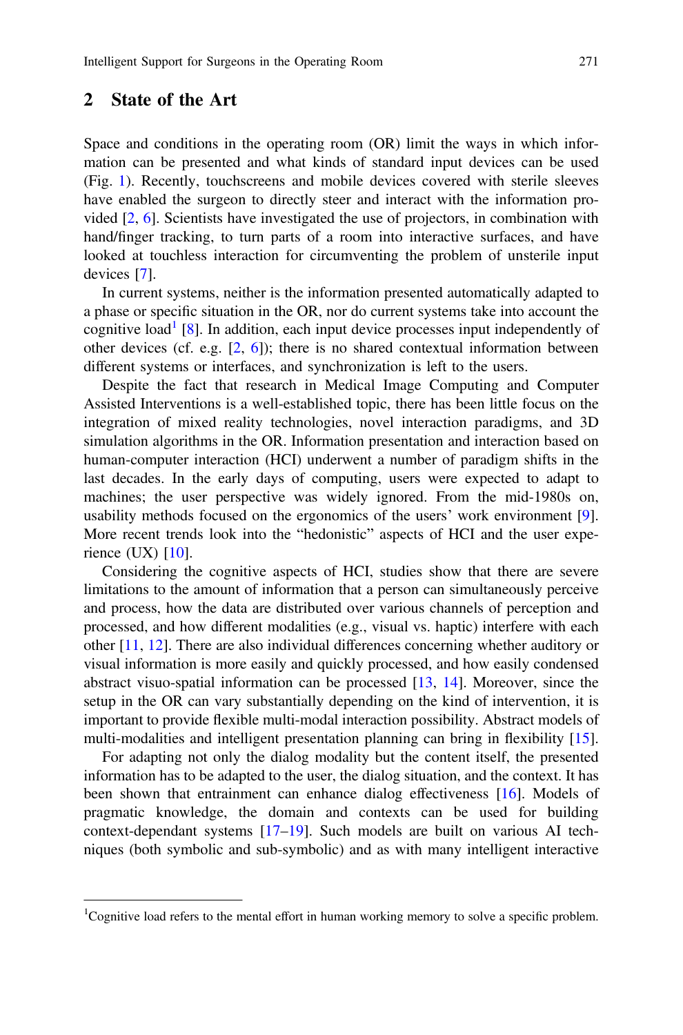## 2 State of the Art

Space and conditions in the operating room (OR) limit the ways in which information can be presented and what kinds of standard input devices can be used (Fig. 1). Recently, touchscreens and mobile devices covered with sterile sleeves have enabled the surgeon to directly steer and interact with the information provided [2, 6]. Scientists have investigated the use of projectors, in combination with hand/finger tracking, to turn parts of a room into interactive surfaces, and have looked at touchless interaction for circumventing the problem of unsterile input devices [7].

In current systems, neither is the information presented automatically adapted to a phase or specific situation in the OR, nor do current systems take into account the cognitive load[1] [8]. In addition, each input device processes input independently of other devices (cf. e.g. [2, 6]); there is no shared contextual information between different systems or interfaces, and synchronization is left to the users.

Despite the fact that research in Medical Image Computing and Computer Assisted Interventions is a well-established topic, there has been little focus on the integration of mixed reality technologies, novel interaction paradigms, and 3D simulation algorithms in the OR. Information presentation and interaction based on human-computer interaction (HCI) underwent a number of paradigm shifts in the last decades. In the early days of computing, users were expected to adapt to machines; the user perspective was widely ignored. From the mid-1980s on, usability methods focused on the ergonomics of the users' work environment [9]. More recent trends look into the "hedonistic" aspects of HCI and the user experience (UX) [10].

Considering the cognitive aspects of HCI, studies show that there are severe limitations to the amount of information that a person can simultaneously perceive and process, how the data are distributed over various channels of perception and processed, and how different modalities (e.g., visual vs. haptic) interfere with each other [11, 12]. There are also individual differences concerning whether auditory or visual information is more easily and quickly processed, and how easily condensed abstract visuo-spatial information can be processed [13, 14]. Moreover, since the setup in the OR can vary substantially depending on the kind of intervention, it is important to provide flexible multi-modal interaction possibility. Abstract models of multi-modalities and intelligent presentation planning can bring in flexibility [15].

For adapting not only the dialog modality but the content itself, the presented information has to be adapted to the user, the dialog situation, and the context. It has been shown that entrainment can enhance dialog effectiveness [16]. Models of pragmatic knowledge, the domain and contexts can be used for building context-dependant systems [17–19]. Such models are built on various AI techniques (both symbolic and sub-symbolic) and as with many intelligent interactive

---

[1] Cognitive load refers to the mental effort in human working memory to solve a specific problem.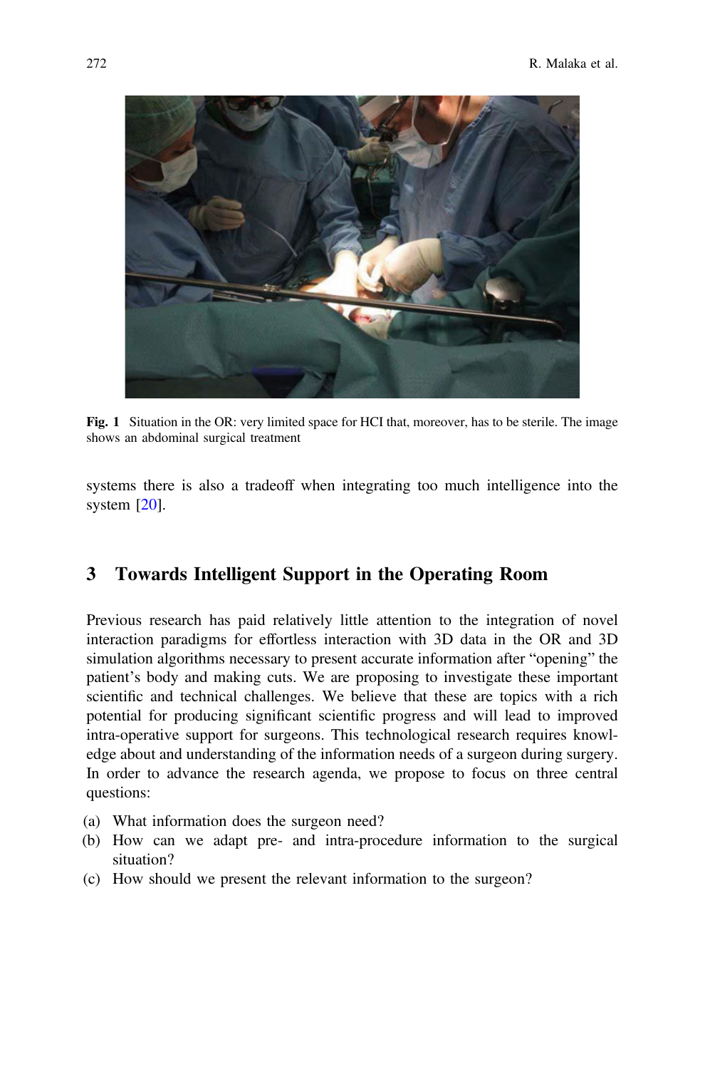Fig. 1 Situation in the OR: very limited space for HCI that, moreover, has to be sterile. The image shows an abdominal surgical treatment

systems there is also a tradeoff when integrating too much intelligence into the system [20].

## 3 Towards Intelligent Support in the Operating Room

Previous research has paid relatively little attention to the integration of novel interaction paradigms for effortless interaction with 3D data in the OR and 3D simulation algorithms necessary to present accurate information after "opening" the patient's body and making cuts. We are proposing to investigate these important scientific and technical challenges. We believe that these are topics with a rich potential for producing significant scientific progress and will lead to improved intra-operative support for surgeons. This technological research requires knowledge about and understanding of the information needs of a surgeon during surgery. In order to advance the research agenda, we propose to focus on three central questions:

(a) What information does the surgeon need?
(b) How can we adapt pre- and intra-procedure information to the surgical situation?
(c) How should we present the relevant information to the surgeon?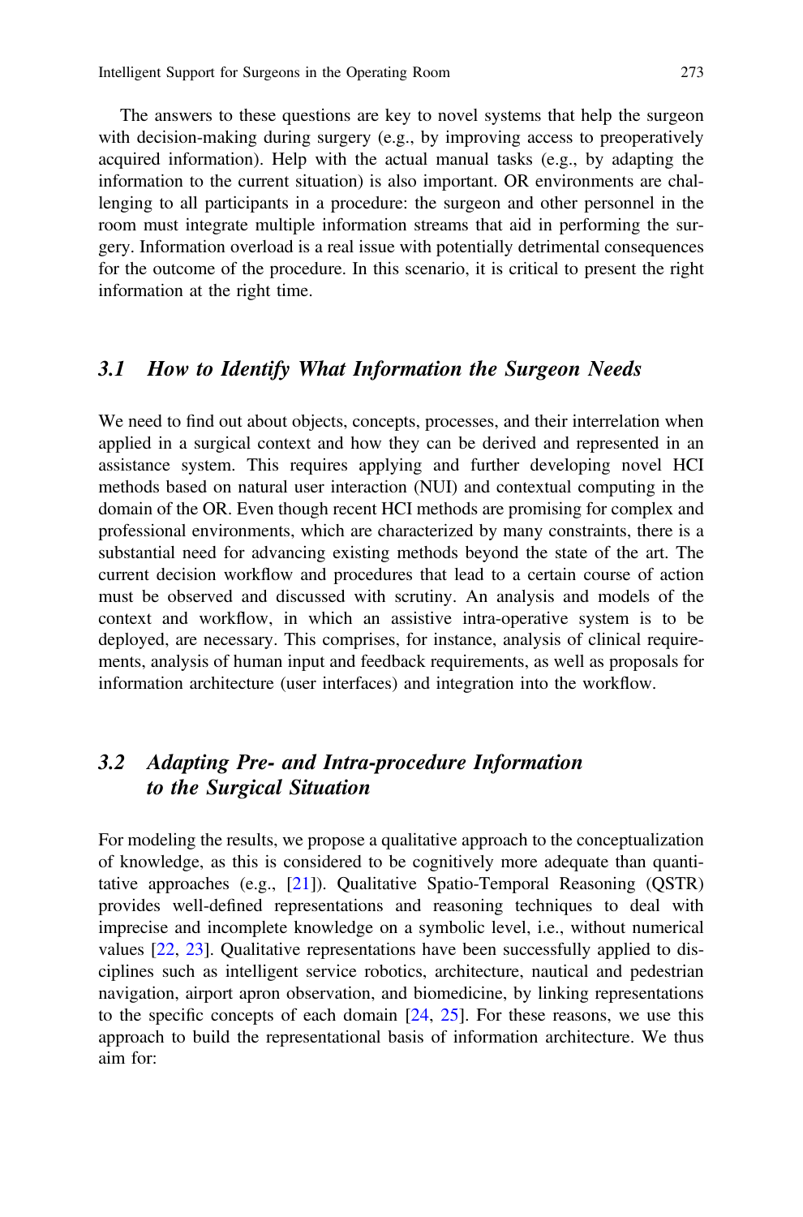The answers to these questions are key to novel systems that help the surgeon with decision-making during surgery (e.g., by improving access to preoperatively acquired information). Help with the actual manual tasks (e.g., by adapting the information to the current situation) is also important. OR environments are challenging to all participants in a procedure: the surgeon and other personnel in the room must integrate multiple information streams that aid in performing the surgery. Information overload is a real issue with potentially detrimental consequences for the outcome of the procedure. In this scenario, it is critical to present the right information at the right time.

### 3.1 How to Identify What Information the Surgeon Needs

We need to find out about objects, concepts, processes, and their interrelation when applied in a surgical context and how they can be derived and represented in an assistance system. This requires applying and further developing novel HCI methods based on natural user interaction (NUI) and contextual computing in the domain of the OR. Even though recent HCI methods are promising for complex and professional environments, which are characterized by many constraints, there is a substantial need for advancing existing methods beyond the state of the art. The current decision workflow and procedures that lead to a certain course of action must be observed and discussed with scrutiny. An analysis and models of the context and workflow, in which an assistive intra-operative system is to be deployed, are necessary. This comprises, for instance, analysis of clinical requirements, analysis of human input and feedback requirements, as well as proposals for information architecture (user interfaces) and integration into the workflow.

### 3.2 Adapting Pre- and Intra-procedure Information to the Surgical Situation

For modeling the results, we propose a qualitative approach to the conceptualization of knowledge, as this is considered to be cognitively more adequate than quantitative approaches (e.g., [21]). Qualitative Spatio-Temporal Reasoning (QSTR) provides well-defined representations and reasoning techniques to deal with imprecise and incomplete knowledge on a symbolic level, i.e., without numerical values [22, 23]. Qualitative representations have been successfully applied to disciplines such as intelligent service robotics, architecture, nautical and pedestrian navigation, airport apron observation, and biomedicine, by linking representations to the specific concepts of each domain [24, 25]. For these reasons, we use this approach to build the representational basis of information architecture. We thus aim for: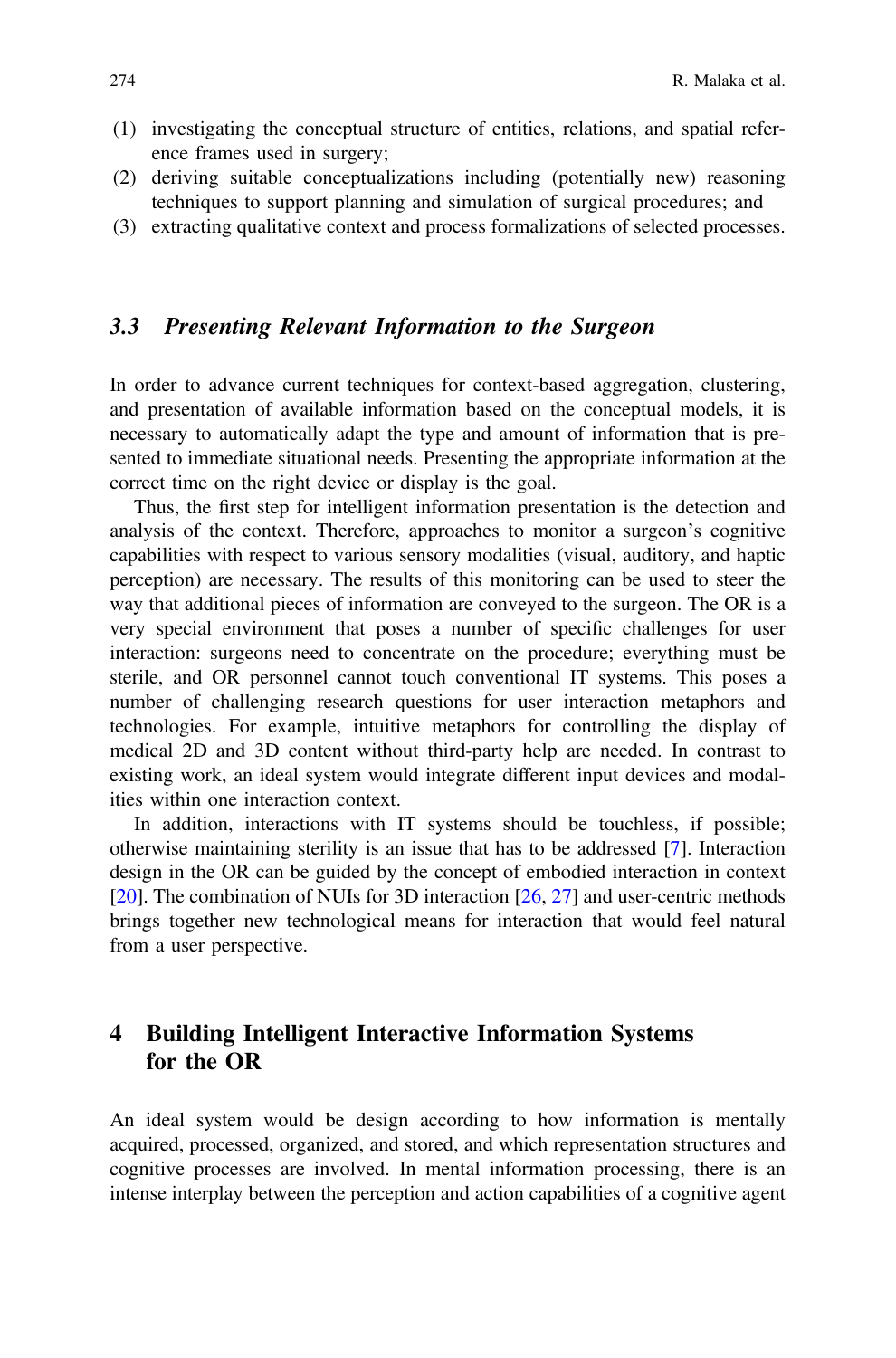(1) investigating the conceptual structure of entities, relations, and spatial reference frames used in surgery;
(2) deriving suitable conceptualizations including (potentially new) reasoning techniques to support planning and simulation of surgical procedures; and
(3) extracting qualitative context and process formalizations of selected processes.

### 3.3 *Presenting Relevant Information to the Surgeon*

In order to advance current techniques for context-based aggregation, clustering, and presentation of available information based on the conceptual models, it is necessary to automatically adapt the type and amount of information that is presented to immediate situational needs. Presenting the appropriate information at the correct time on the right device or display is the goal.

Thus, the first step for intelligent information presentation is the detection and analysis of the context. Therefore, approaches to monitor a surgeon's cognitive capabilities with respect to various sensory modalities (visual, auditory, and haptic perception) are necessary. The results of this monitoring can be used to steer the way that additional pieces of information are conveyed to the surgeon. The OR is a very special environment that poses a number of specific challenges for user interaction: surgeons need to concentrate on the procedure; everything must be sterile, and OR personnel cannot touch conventional IT systems. This poses a number of challenging research questions for user interaction metaphors and technologies. For example, intuitive metaphors for controlling the display of medical 2D and 3D content without third-party help are needed. In contrast to existing work, an ideal system would integrate different input devices and modalities within one interaction context.

In addition, interactions with IT systems should be touchless, if possible; otherwise maintaining sterility is an issue that has to be addressed [7]. Interaction design in the OR can be guided by the concept of embodied interaction in context [20]. The combination of NUIs for 3D interaction [26, 27] and user-centric methods brings together new technological means for interaction that would feel natural from a user perspective.

## 4 Building Intelligent Interactive Information Systems for the OR

An ideal system would be design according to how information is mentally acquired, processed, organized, and stored, and which representation structures and cognitive processes are involved. In mental information processing, there is an intense interplay between the perception and action capabilities of a cognitive agent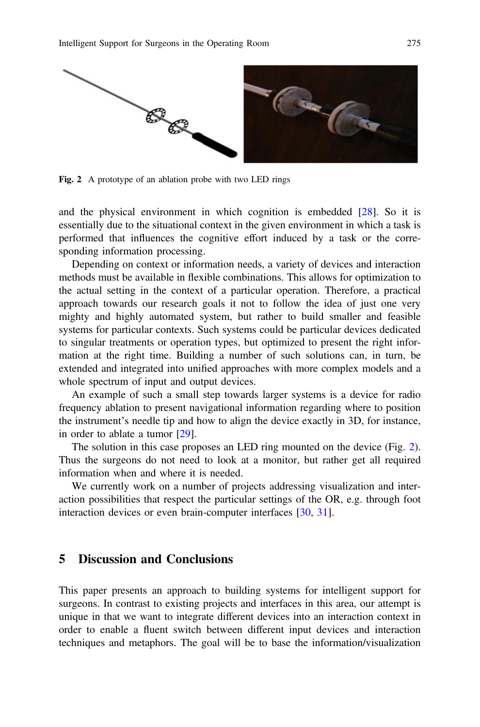Fig. 2 A prototype of an ablation probe with two LED rings

and the physical environment in which cognition is embedded [28]. So it is essentially due to the situational context in the given environment in which a task is performed that influences the cognitive effort induced by a task or the corresponding information processing.

Depending on context or information needs, a variety of devices and interaction methods must be available in flexible combinations. This allows for optimization to the actual setting in the context of a particular operation. Therefore, a practical approach towards our research goals it not to follow the idea of just one very mighty and highly automated system, but rather to build smaller and feasible systems for particular contexts. Such systems could be particular devices dedicated to singular treatments or operation types, but optimized to present the right information at the right time. Building a number of such solutions can, in turn, be extended and integrated into unified approaches with more complex models and a whole spectrum of input and output devices.

An example of such a small step towards larger systems is a device for radio frequency ablation to present navigational information regarding where to position the instrument's needle tip and how to align the device exactly in 3D, for instance, in order to ablate a tumor [29].

The solution in this case proposes an LED ring mounted on the device (Fig. 2). Thus the surgeons do not need to look at a monitor, but rather get all required information when and where it is needed.

We currently work on a number of projects addressing visualization and interaction possibilities that respect the particular settings of the OR, e.g. through foot interaction devices or even brain-computer interfaces [30, 31].

## 5 Discussion and Conclusions

This paper presents an approach to building systems for intelligent support for surgeons. In contrast to existing projects and interfaces in this area, our attempt is unique in that we want to integrate different devices into an interaction context in order to enable a fluent switch between different input devices and interaction techniques and metaphors. The goal will be to base the information/visualization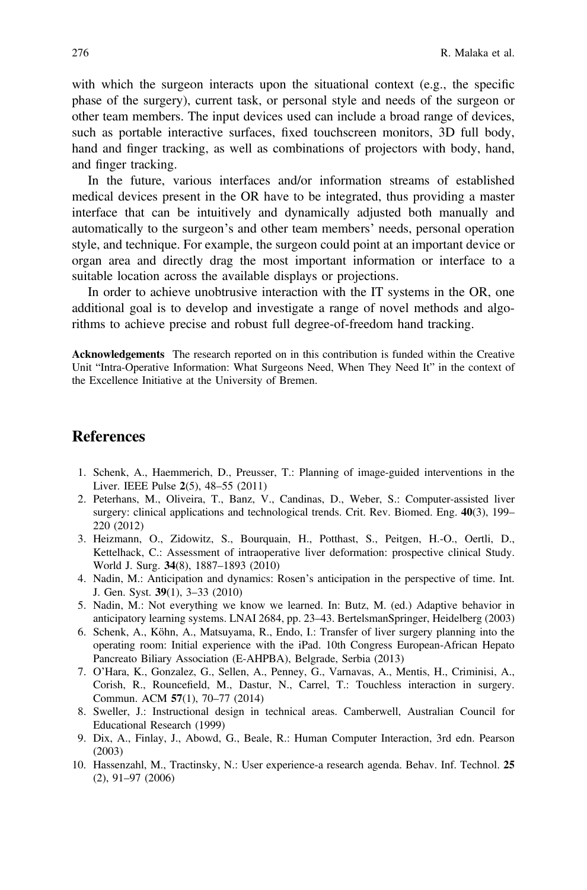with which the surgeon interacts upon the situational context (e.g., the specific phase of the surgery), current task, or personal style and needs of the surgeon or other team members. The input devices used can include a broad range of devices, such as portable interactive surfaces, fixed touchscreen monitors, 3D full body, hand and finger tracking, as well as combinations of projectors with body, hand, and finger tracking.

In the future, various interfaces and/or information streams of established medical devices present in the OR have to be integrated, thus providing a master interface that can be intuitively and dynamically adjusted both manually and automatically to the surgeon's and other team members' needs, personal operation style, and technique. For example, the surgeon could point at an important device or organ area and directly drag the most important information or interface to a suitable location across the available displays or projections.

In order to achieve unobtrusive interaction with the IT systems in the OR, one additional goal is to develop and investigate a range of novel methods and algorithms to achieve precise and robust full degree-of-freedom hand tracking.

**Acknowledgements** The research reported on in this contribution is funded within the Creative Unit "Intra-Operative Information: What Surgeons Need, When They Need It" in the context of the Excellence Initiative at the University of Bremen.

## References

1. Schenk, A., Haemmerich, D., Preusser, T.: Planning of image-guided interventions in the Liver. IEEE Pulse **2**(5), 48–55 (2011)
2. Peterhans, M., Oliveira, T., Banz, V., Candinas, D., Weber, S.: Computer-assisted liver surgery: clinical applications and technological trends. Crit. Rev. Biomed. Eng. **40**(3), 199–220 (2012)
3. Heizmann, O., Zidowitz, S., Bourquain, H., Potthast, S., Peitgen, H.-O., Oertli, D., Kettelhack, C.: Assessment of intraoperative liver deformation: prospective clinical Study. World J. Surg. **34**(8), 1887–1893 (2010)
4. Nadin, M.: Anticipation and dynamics: Rosen's anticipation in the perspective of time. Int. J. Gen. Syst. **39**(1), 3–33 (2010)
5. Nadin, M.: Not everything we know we learned. In: Butz, M. (ed.) Adaptive behavior in anticipatory learning systems. LNAI 2684, pp. 23–43. BertelsmanSpringer, Heidelberg (2003)
6. Schenk, A., Köhn, A., Matsuyama, R., Endo, I.: Transfer of liver surgery planning into the operating room: Initial experience with the iPad. 10th Congress European-African Hepato Pancreato Biliary Association (E-AHPBA), Belgrade, Serbia (2013)
7. O'Hara, K., Gonzalez, G., Sellen, A., Penney, G., Varnavas, A., Mentis, H., Criminisi, A., Corish, R., Rouncefield, M., Dastur, N., Carrel, T.: Touchless interaction in surgery. Commun. ACM **57**(1), 70–77 (2014)
8. Sweller, J.: Instructional design in technical areas. Camberwell, Australian Council for Educational Research (1999)
9. Dix, A., Finlay, J., Abowd, G., Beale, R.: Human Computer Interaction, 3rd edn. Pearson (2003)
10. Hassenzahl, M., Tractinsky, N.: User experience-a research agenda. Behav. Inf. Technol. **25** (2), 91–97 (2006)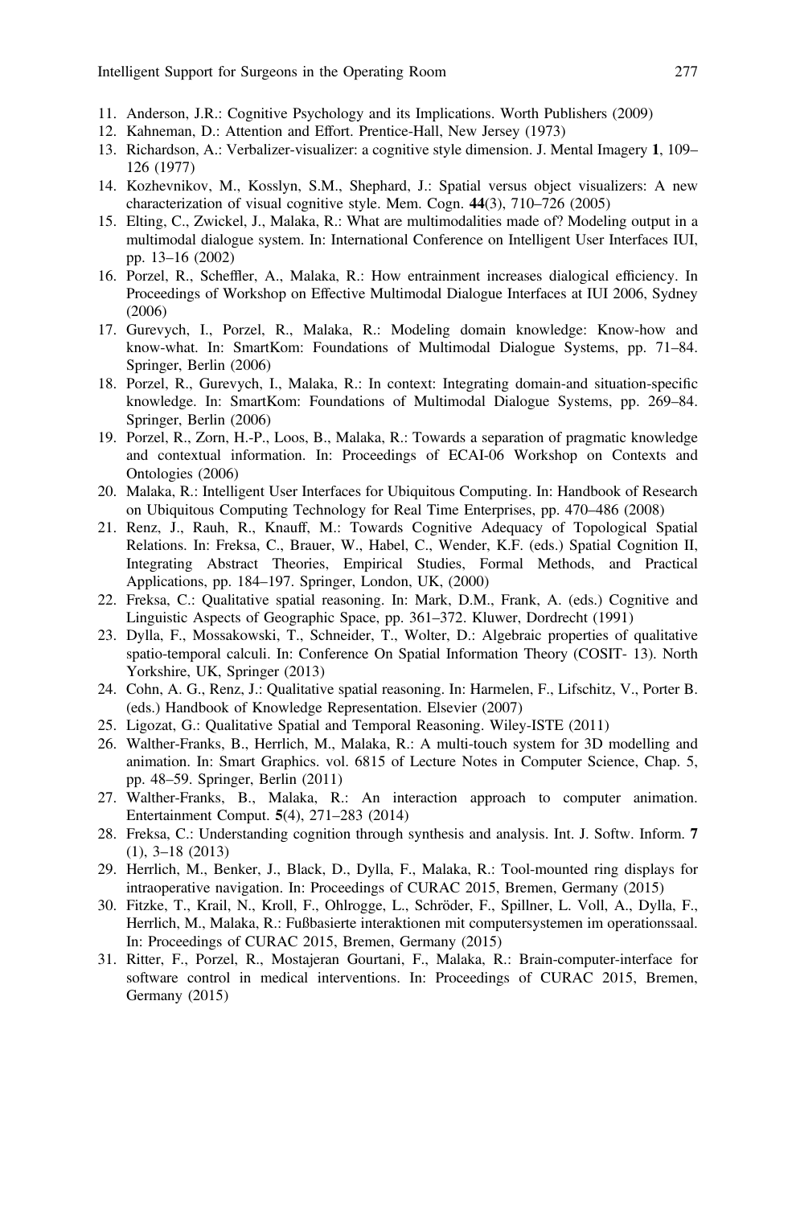11. Anderson, J.R.: Cognitive Psychology and its Implications. Worth Publishers (2009)
12. Kahneman, D.: Attention and Effort. Prentice-Hall, New Jersey (1973)
13. Richardson, A.: Verbalizer-visualizer: a cognitive style dimension. J. Mental Imagery **1**, 109–126 (1977)
14. Kozhevnikov, M., Kosslyn, S.M., Shephard, J.: Spatial versus object visualizers: A new characterization of visual cognitive style. Mem. Cogn. **44**(3), 710–726 (2005)
15. Elting, C., Zwickel, J., Malaka, R.: What are multimodalities made of? Modeling output in a multimodal dialogue system. In: International Conference on Intelligent User Interfaces IUI, pp. 13–16 (2002)
16. Porzel, R., Scheffler, A., Malaka, R.: How entrainment increases dialogical efficiency. In Proceedings of Workshop on Effective Multimodal Dialogue Interfaces at IUI 2006, Sydney (2006)
17. Gurevych, I., Porzel, R., Malaka, R.: Modeling domain knowledge: Know-how and know-what. In: SmartKom: Foundations of Multimodal Dialogue Systems, pp. 71–84. Springer, Berlin (2006)
18. Porzel, R., Gurevych, I., Malaka, R.: In context: Integrating domain-and situation-specific knowledge. In: SmartKom: Foundations of Multimodal Dialogue Systems, pp. 269–84. Springer, Berlin (2006)
19. Porzel, R., Zorn, H.-P., Loos, B., Malaka, R.: Towards a separation of pragmatic knowledge and contextual information. In: Proceedings of ECAI-06 Workshop on Contexts and Ontologies (2006)
20. Malaka, R.: Intelligent User Interfaces for Ubiquitous Computing. In: Handbook of Research on Ubiquitous Computing Technology for Real Time Enterprises, pp. 470–486 (2008)
21. Renz, J., Rauh, R., Knauff, M.: Towards Cognitive Adequacy of Topological Spatial Relations. In: Freksa, C., Brauer, W., Habel, C., Wender, K.F. (eds.) Spatial Cognition II, Integrating Abstract Theories, Empirical Studies, Formal Methods, and Practical Applications, pp. 184–197. Springer, London, UK, (2000)
22. Freksa, C.: Qualitative spatial reasoning. In: Mark, D.M., Frank, A. (eds.) Cognitive and Linguistic Aspects of Geographic Space, pp. 361–372. Kluwer, Dordrecht (1991)
23. Dylla, F., Mossakowski, T., Schneider, T., Wolter, D.: Algebraic properties of qualitative spatio-temporal calculi. In: Conference On Spatial Information Theory (COSIT- 13). North Yorkshire, UK, Springer (2013)
24. Cohn, A. G., Renz, J.: Qualitative spatial reasoning. In: Harmelen, F., Lifschitz, V., Porter B. (eds.) Handbook of Knowledge Representation. Elsevier (2007)
25. Ligozat, G.: Qualitative Spatial and Temporal Reasoning. Wiley-ISTE (2011)
26. Walther-Franks, B., Herrlich, M., Malaka, R.: A multi-touch system for 3D modelling and animation. In: Smart Graphics. vol. 6815 of Lecture Notes in Computer Science, Chap. 5, pp. 48–59. Springer, Berlin (2011)
27. Walther-Franks, B., Malaka, R.: An interaction approach to computer animation. Entertainment Comput. **5**(4), 271–283 (2014)
28. Freksa, C.: Understanding cognition through synthesis and analysis. Int. J. Softw. Inform. **7** (1), 3–18 (2013)
29. Herrlich, M., Benker, J., Black, D., Dylla, F., Malaka, R.: Tool-mounted ring displays for intraoperative navigation. In: Proceedings of CURAC 2015, Bremen, Germany (2015)
30. Fitzke, T., Krail, N., Kroll, F., Ohlrogge, L., Schröder, F., Spillner, L. Voll, A., Dylla, F., Herrlich, M., Malaka, R.: Fußbasierte interaktionen mit computersystemen im operationssaal. In: Proceedings of CURAC 2015, Bremen, Germany (2015)
31. Ritter, F., Porzel, R., Mostajeran Gourtani, F., Malaka, R.: Brain-computer-interface for software control in medical interventions. In: Proceedings of CURAC 2015, Bremen, Germany (2015)